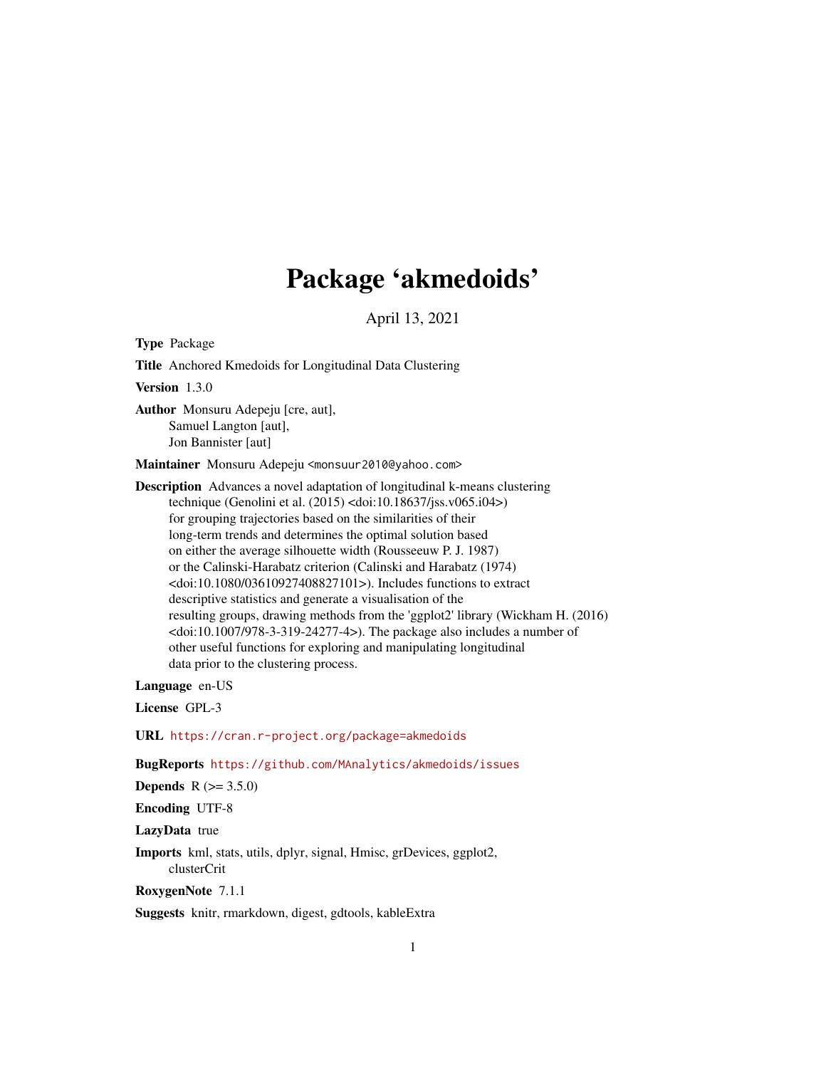# Package 'akmedoids'

April 13, 2021

**Type** Package

**Title** Anchored Kmedoids for Longitudinal Data Clustering

**Version** 1.3.0

**Author** Monsuru Adepeju [cre, aut],
Samuel Langton [aut],
Jon Bannister [aut]

**Maintainer** Monsuru Adepeju <monsuur2010@yahoo.com>

**Description** Advances a novel adaptation of longitudinal k-means clustering technique (Genolini et al. (2015) <doi:10.18637/jss.v065.i04>) for grouping trajectories based on the similarities of their long-term trends and determines the optimal solution based on either the average silhouette width (Rousseeuw P. J. 1987) or the Calinski-Harabatz criterion (Calinski and Harabatz (1974) <doi:10.1080/03610927408827101>). Includes functions to extract descriptive statistics and generate a visualisation of the resulting groups, drawing methods from the 'ggplot2' library (Wickham H. (2016) <doi:10.1007/978-3-319-24277-4>). The package also includes a number of other useful functions for exploring and manipulating longitudinal data prior to the clustering process.

**Language** en-US

**License** GPL-3

**URL** https://cran.r-project.org/package=akmedoids

**BugReports** https://github.com/MAnalytics/akmedoids/issues

**Depends** R (>= 3.5.0)

**Encoding** UTF-8

**LazyData** true

**Imports** kml, stats, utils, dplyr, signal, Hmisc, grDevices, ggplot2, clusterCrit

**RoxygenNote** 7.1.1

**Suggests** knitr, rmarkdown, digest, gdtools, kableExtra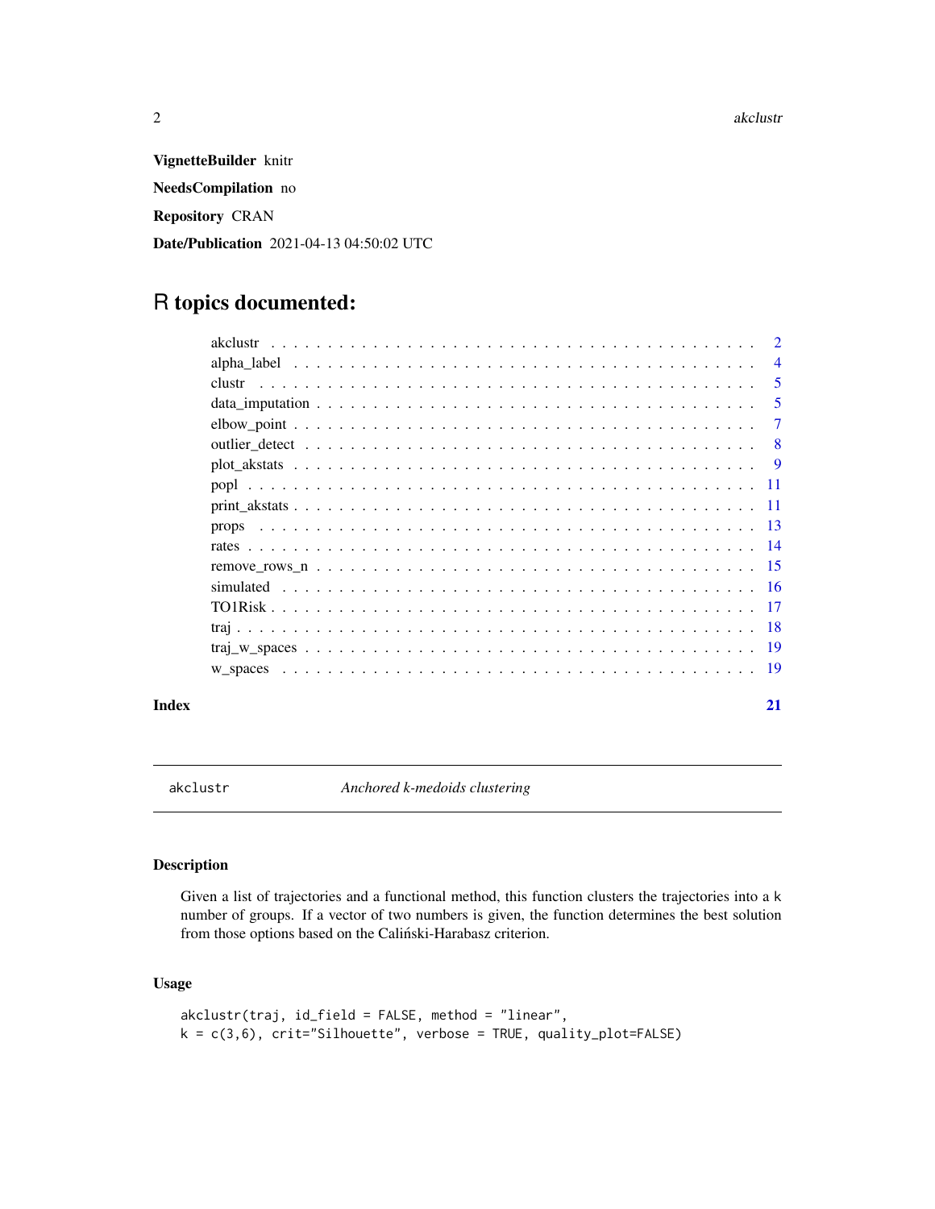**VignetteBuilder** knitr

**NeedsCompilation** no

**Repository** CRAN

**Date/Publication** 2021-04-13 04:50:02 UTC

# R topics documented:

| | |
|---|---|
| akclustr | 2 |
| alpha_label | 4 |
| clustr | 5 |
| data_imputation | 5 |
| elbow_point | 7 |
| outlier_detect | 8 |
| plot_akstats | 9 |
| popl | 11 |
| print_akstats | 11 |
| props | 13 |
| rates | 14 |
| remove_rows_n | 15 |
| simulated | 16 |
| TO1Risk | 17 |
| traj | 18 |
| traj_w_spaces | 19 |
| w_spaces | 19 |

**Index** 21

---

`akclustr` *Anchored k-medoids clustering*

---

## Description

Given a list of trajectories and a functional method, this function clusters the trajectories into a k number of groups. If a vector of two numbers is given, the function determines the best solution from those options based on the Caliński-Harabasz criterion.

## Usage

```
akclustr(traj, id_field = FALSE, method = "linear",
k = c(3,6), crit="Silhouette", verbose = TRUE, quality_plot=FALSE)
```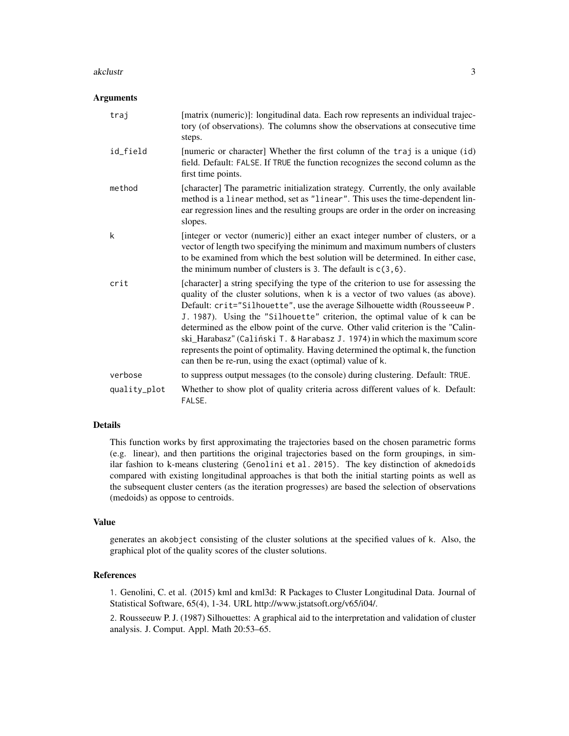### Arguments

| | |
|---|---|
| `traj` | [matrix (numeric)]: longitudinal data. Each row represents an individual trajectory (of observations). The columns show the observations at consecutive time steps. |
| `id_field` | [numeric or character] Whether the first column of the `traj` is a unique (`id`) field. Default: `FALSE`. If `TRUE` the function recognizes the second column as the first time points. |
| `method` | [character] The parametric initialization strategy. Currently, the only available method is a `linear` method, set as `"linear"`. This uses the time-dependent linear regression lines and the resulting groups are order in the order on increasing slopes. |
| `k` | [integer or vector (numeric)] either an exact integer number of clusters, or a vector of length two specifying the minimum and maximum numbers of clusters to be examined from which the best solution will be determined. In either case, the minimum number of clusters is `3`. The default is `c(3,6)`. |
| `crit` | [character] a string specifying the type of the criterion to use for assessing the quality of the cluster solutions, when `k` is a vector of two values (as above). Default: `crit="Silhouette"`, use the average Silhouette width (`Rousseeuw P. J. 1987`). Using the `"Silhouette"` criterion, the optimal value of `k` can be determined as the elbow point of the curve. Other valid criterion is the "Calinski_Harabasz" (`Caliński T. & Harabasz J. 1974`) in which the maximum score represents the point of optimality. Having determined the optimal `k`, the function can then be re-run, using the exact (optimal) value of `k`. |
| `verbose` | to suppress output messages (to the console) during clustering. Default: `TRUE`. |
| `quality_plot` | Whether to show plot of quality criteria across different values of `k`. Default: `FALSE`. |

### Details

This function works by first approximating the trajectories based on the chosen parametric forms (e.g. linear), and then partitions the original trajectories based on the form groupings, in similar fashion to k-means clustering (`Genolini et al. 2015`). The key distinction of `akmedoids` compared with existing longitudinal approaches is that both the initial starting points as well as the subsequent cluster centers (as the iteration progresses) are based the selection of observations (medoids) as oppose to centroids.

### Value

generates an `akobject` consisting of the cluster solutions at the specified values of `k`. Also, the graphical plot of the quality scores of the cluster solutions.

### References

1. Genolini, C. et al. (2015) kml and kml3d: R Packages to Cluster Longitudinal Data. Journal of Statistical Software, 65(4), 1-34. URL http://www.jstatsoft.org/v65/i04/.

2. Rousseeuw P. J. (1987) Silhouettes: A graphical aid to the interpretation and validation of cluster analysis. J. Comput. Appl. Math 20:53–65.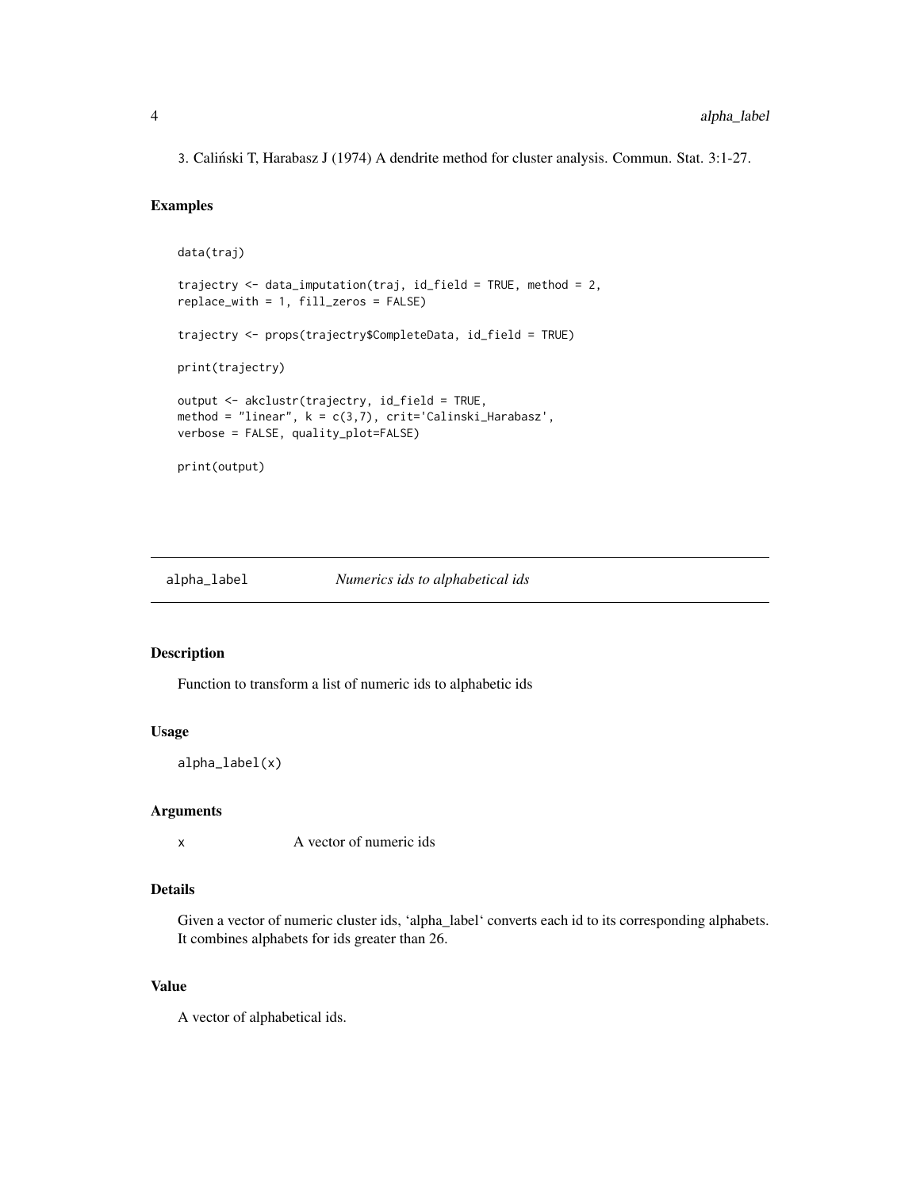3. Caliński T, Harabasz J (1974) A dendrite method for cluster analysis. Commun. Stat. 3:1-27.

## Examples

```
data(traj)

trajectry <- data_imputation(traj, id_field = TRUE, method = 2,
replace_with = 1, fill_zeros = FALSE)

trajectry <- props(trajectry$CompleteData, id_field = TRUE)

print(trajectry)

output <- akclustr(trajectry, id_field = TRUE,
method = "linear", k = c(3,7), crit='Calinski_Harabasz',
verbose = FALSE, quality_plot=FALSE)

print(output)
```

---

# alpha_label — *Numerics ids to alphabetical ids*

## Description

Function to transform a list of numeric ids to alphabetic ids

## Usage

```
alpha_label(x)
```

## Arguments

| | |
|---|---|
| x | A vector of numeric ids |

## Details

Given a vector of numeric cluster ids, 'alpha_label' converts each id to its corresponding alphabets. It combines alphabets for ids greater than 26.

## Value

A vector of alphabetical ids.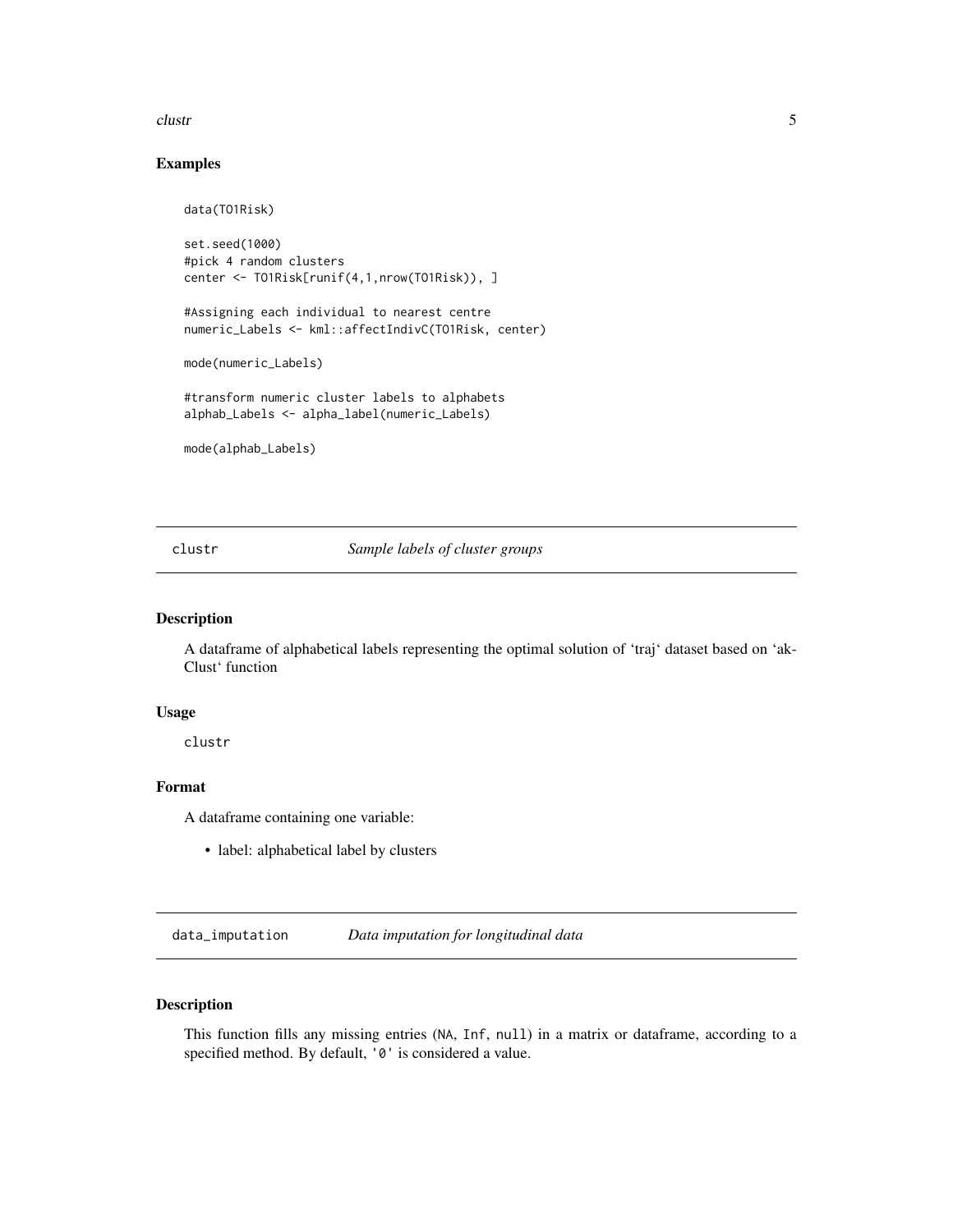## Examples

```
data(TO1Risk)

set.seed(1000)
#pick 4 random clusters
center <- TO1Risk[runif(4,1,nrow(TO1Risk)), ]

#Assigning each individual to nearest centre
numeric_Labels <- kml::affectIndivC(TO1Risk, center)

mode(numeric_Labels)

#transform numeric cluster labels to alphabets
alphab_Labels <- alpha_label(numeric_Labels)

mode(alphab_Labels)
```

---

# clustr — *Sample labels of cluster groups*

## Description

A dataframe of alphabetical labels representing the optimal solution of 'traj' dataset based on 'akClust' function

## Usage

```
clustr
```

## Format

A dataframe containing one variable:

- label: alphabetical label by clusters

---

# data_imputation — *Data imputation for longitudinal data*

## Description

This function fills any missing entries (`NA`, `Inf`, `null`) in a matrix or dataframe, according to a specified method. By default, `'0'` is considered a value.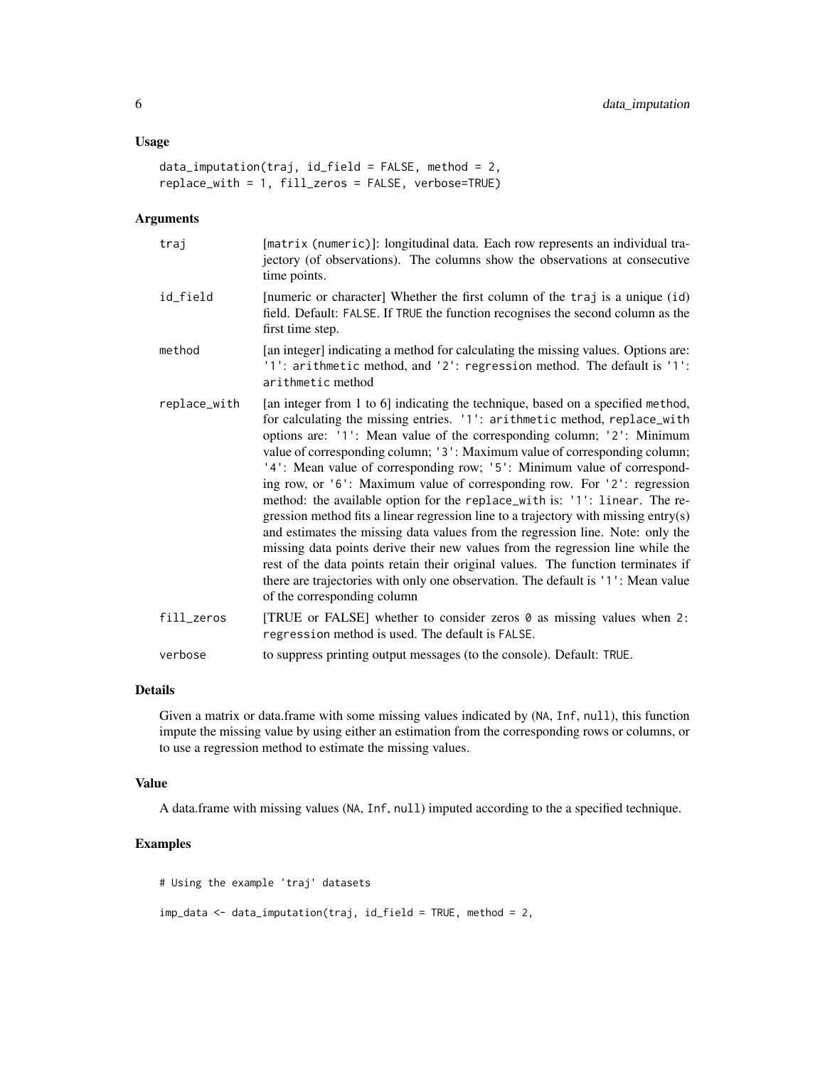## Usage

```
data_imputation(traj, id_field = FALSE, method = 2,
replace_with = 1, fill_zeros = FALSE, verbose=TRUE)
```

## Arguments

| | |
|---|---|
| traj | [matrix (numeric)]: longitudinal data. Each row represents an individual trajectory (of observations). The columns show the observations at consecutive time points. |
| id_field | [numeric or character] Whether the first column of the traj is a unique (id) field. Default: FALSE. If TRUE the function recognises the second column as the first time step. |
| method | [an integer] indicating a method for calculating the missing values. Options are: '1': arithmetic method, and '2': regression method. The default is '1': arithmetic method |
| replace_with | [an integer from 1 to 6] indicating the technique, based on a specified method, for calculating the missing entries. '1': arithmetic method, replace_with options are: '1': Mean value of the corresponding column; '2': Minimum value of corresponding column; '3': Maximum value of corresponding column; '4': Mean value of corresponding row; '5': Minimum value of corresponding row, or '6': Maximum value of corresponding row. For '2': regression method: the available option for the replace_with is: '1': linear. The regression method fits a linear regression line to a trajectory with missing entry(s) and estimates the missing data values from the regression line. Note: only the missing data points derive their new values from the regression line while the rest of the data points retain their original values. The function terminates if there are trajectories with only one observation. The default is '1': Mean value of the corresponding column |
| fill_zeros | [TRUE or FALSE] whether to consider zeros 0 as missing values when 2: regression method is used. The default is FALSE. |
| verbose | to suppress printing output messages (to the console). Default: TRUE. |

## Details

Given a matrix or data.frame with some missing values indicated by (NA, Inf, null), this function impute the missing value by using either an estimation from the corresponding rows or columns, or to use a regression method to estimate the missing values.

## Value

A data.frame with missing values (NA, Inf, null) imputed according to the a specified technique.

## Examples

```
# Using the example 'traj' datasets

imp_data <- data_imputation(traj, id_field = TRUE, method = 2,
```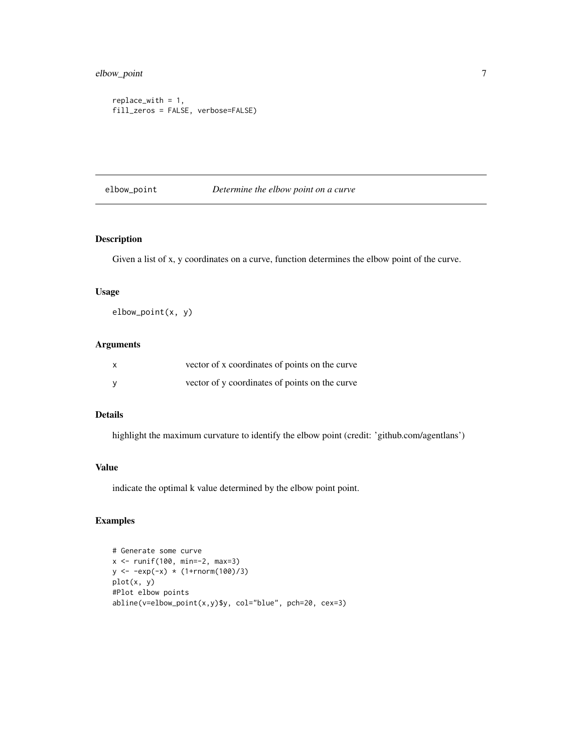```
replace_with = 1,
fill_zeros = FALSE, verbose=FALSE)
```

## elbow_point — *Determine the elbow point on a curve*

### Description

Given a list of x, y coordinates on a curve, function determines the elbow point of the curve.

### Usage

```
elbow_point(x, y)
```

### Arguments

| | |
|---|---|
| x | vector of x coordinates of points on the curve |
| y | vector of y coordinates of points on the curve |

### Details

highlight the maximum curvature to identify the elbow point (credit: 'github.com/agentlans')

### Value

indicate the optimal k value determined by the elbow point point.

### Examples

```
# Generate some curve
x <- runif(100, min=-2, max=3)
y <- -exp(-x) * (1+rnorm(100)/3)
plot(x, y)
#Plot elbow points
abline(v=elbow_point(x,y)$y, col="blue", pch=20, cex=3)
```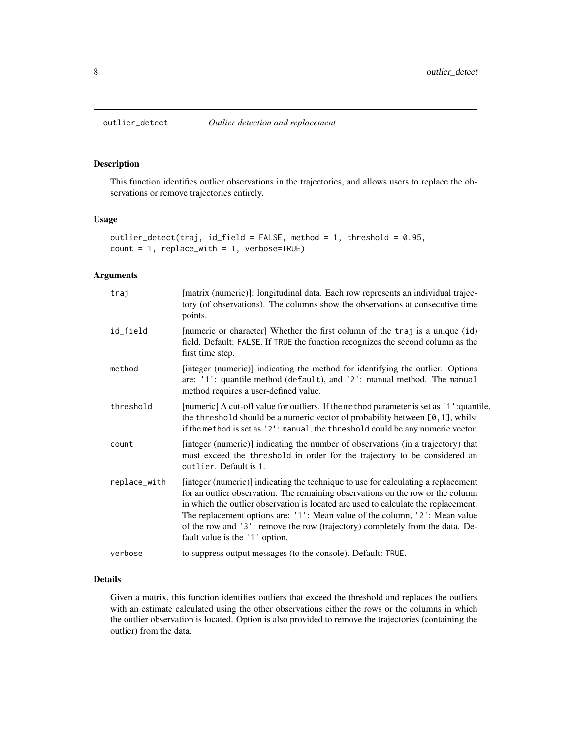# outlier_detect    *Outlier detection and replacement*

## Description

This function identifies outlier observations in the trajectories, and allows users to replace the observations or remove trajectories entirely.

## Usage

```
outlier_detect(traj, id_field = FALSE, method = 1, threshold = 0.95,
count = 1, replace_with = 1, verbose=TRUE)
```

## Arguments

| | |
|---|---|
| `traj` | [matrix (numeric)]: longitudinal data. Each row represents an individual trajectory (of observations). The columns show the observations at consecutive time points. |
| `id_field` | [numeric or character] Whether the first column of the `traj` is a unique (`id`) field. Default: `FALSE`. If `TRUE` the function recognizes the second column as the first time step. |
| `method` | [integer (numeric)] indicating the method for identifying the outlier. Options are: `'1'`: quantile method (`default`), and `'2'`: manual method. The `manual` method requires a user-defined value. |
| `threshold` | [numeric] A cut-off value for outliers. If the `method` parameter is set as `'1'`:quantile, the `threshold` should be a numeric vector of probability between `[0,1]`, whilst if the `method` is set as `'2'`: `manual`, the `threshold` could be any numeric vector. |
| `count` | [integer (numeric)] indicating the number of observations (in a trajectory) that must exceed the `threshold` in order for the trajectory to be considered an `outlier`. Default is `1`. |
| `replace_with` | [integer (numeric)] indicating the technique to use for calculating a replacement for an outlier observation. The remaining observations on the row or the column in which the outlier observation is located are used to calculate the replacement. The replacement options are: `'1'`: Mean value of the column, `'2'`: Mean value of the row and `'3'`: remove the row (trajectory) completely from the data. Default value is the `'1'` option. |
| `verbose` | to suppress output messages (to the console). Default: `TRUE`. |

## Details

Given a matrix, this function identifies outliers that exceed the threshold and replaces the outliers with an estimate calculated using the other observations either the rows or the columns in which the outlier observation is located. Option is also provided to remove the trajectories (containing the outlier) from the data.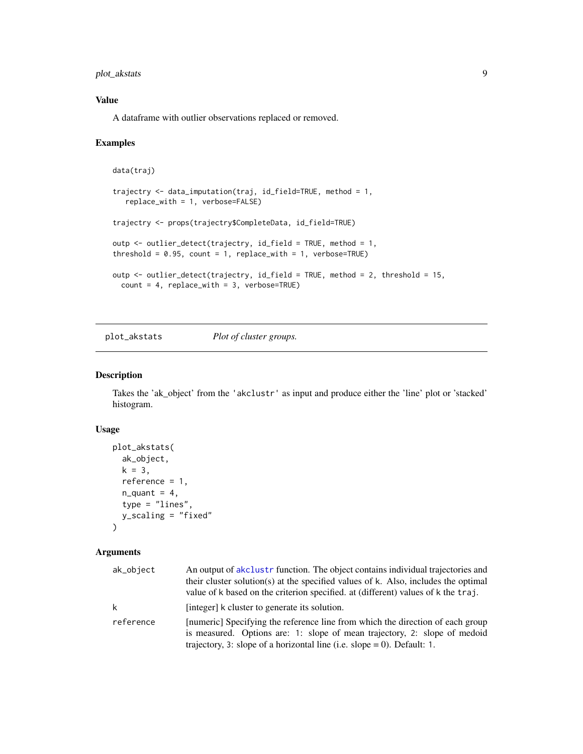## Value

A dataframe with outlier observations replaced or removed.

## Examples

```
data(traj)

trajectry <- data_imputation(traj, id_field=TRUE, method = 1,
   replace_with = 1, verbose=FALSE)

trajectry <- props(trajectry$CompleteData, id_field=TRUE)

outp <- outlier_detect(trajectry, id_field = TRUE, method = 1,
threshold = 0.95, count = 1, replace_with = 1, verbose=TRUE)

outp <- outlier_detect(trajectry, id_field = TRUE, method = 2, threshold = 15,
  count = 4, replace_with = 3, verbose=TRUE)
```

---

# plot_akstats    *Plot of cluster groups.*

---

## Description

Takes the 'ak_object' from the 'akclustr' as input and produce either the 'line' plot or 'stacked' histogram.

## Usage

```
plot_akstats(
  ak_object,
  k = 3,
  reference = 1,
  n_quant = 4,
  type = "lines",
  y_scaling = "fixed"
)
```

## Arguments

| | |
|---|---|
| ak_object | An output of akclustr function. The object contains individual trajectories and their cluster solution(s) at the specified values of k. Also, includes the optimal value of k based on the criterion specified. at (different) values of k the traj. |
| k | [integer] k cluster to generate its solution. |
| reference | [numeric] Specifying the reference line from which the direction of each group is measured. Options are: 1: slope of mean trajectory, 2: slope of medoid trajectory, 3: slope of a horizontal line (i.e. slope = 0). Default: 1. |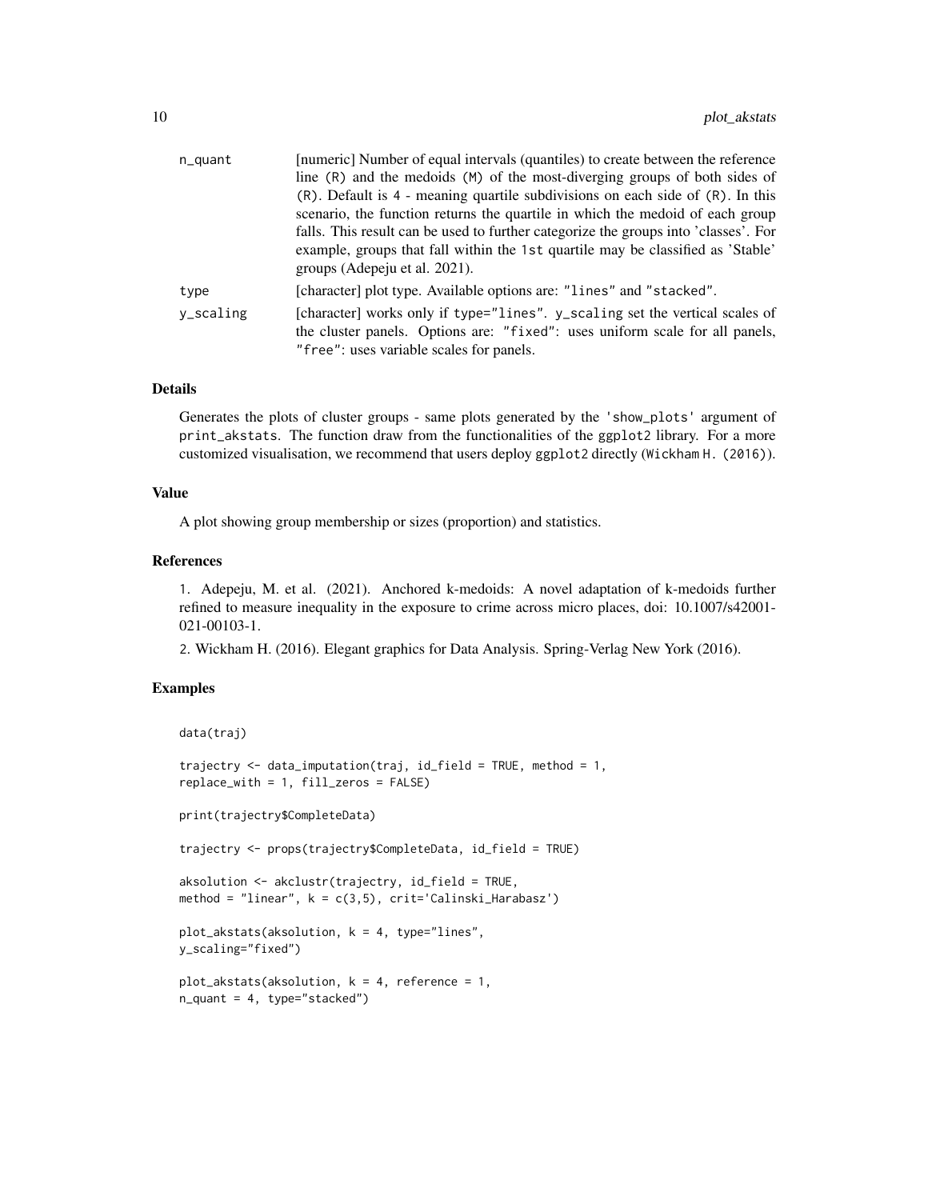| | |
|---|---|
| n_quant | [numeric] Number of equal intervals (quantiles) to create between the reference line (R) and the medoids (M) of the most-diverging groups of both sides of (R). Default is 4 - meaning quartile subdivisions on each side of (R). In this scenario, the function returns the quartile in which the medoid of each group falls. This result can be used to further categorize the groups into 'classes'. For example, groups that fall within the 1st quartile may be classified as 'Stable' groups (Adepeju et al. 2021). |
| type | [character] plot type. Available options are: "lines" and "stacked". |
| y_scaling | [character] works only if type="lines". y_scaling set the vertical scales of the cluster panels. Options are: "fixed": uses uniform scale for all panels, "free": uses variable scales for panels. |

### Details

Generates the plots of cluster groups - same plots generated by the 'show_plots' argument of print_akstats. The function draw from the functionalities of the ggplot2 library. For a more customized visualisation, we recommend that users deploy ggplot2 directly (Wickham H. (2016)).

### Value

A plot showing group membership or sizes (proportion) and statistics.

### References

1. Adepeju, M. et al. (2021). Anchored k-medoids: A novel adaptation of k-medoids further refined to measure inequality in the exposure to crime across micro places, doi: 10.1007/s42001-021-00103-1.

2. Wickham H. (2016). Elegant graphics for Data Analysis. Spring-Verlag New York (2016).

### Examples

```
data(traj)

trajectry <- data_imputation(traj, id_field = TRUE, method = 1,
replace_with = 1, fill_zeros = FALSE)

print(trajectry$CompleteData)

trajectry <- props(trajectry$CompleteData, id_field = TRUE)

aksolution <- akclustr(trajectry, id_field = TRUE,
method = "linear", k = c(3,5), crit='Calinski_Harabasz')

plot_akstats(aksolution, k = 4, type="lines",
y_scaling="fixed")

plot_akstats(aksolution, k = 4, reference = 1,
n_quant = 4, type="stacked")
```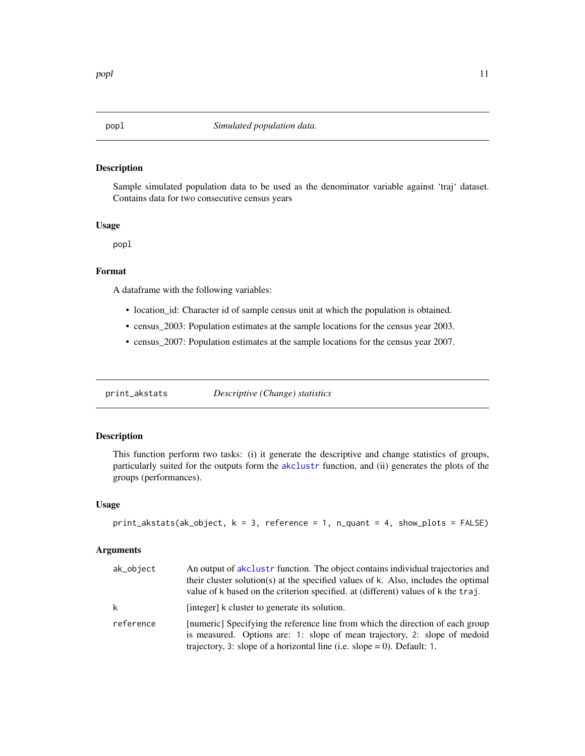## popl — *Simulated population data.*

### Description

Sample simulated population data to be used as the denominator variable against 'traj' dataset. Contains data for two consecutive census years

### Usage

```
popl
```

### Format

A dataframe with the following variables:

- location_id: Character id of sample census unit at which the population is obtained.
- census_2003: Population estimates at the sample locations for the census year 2003.
- census_2007: Population estimates at the sample locations for the census year 2007.

## print_akstats — *Descriptive (Change) statistics*

### Description

This function perform two tasks: (i) it generate the descriptive and change statistics of groups, particularly suited for the outputs form the `akclustr` function, and (ii) generates the plots of the groups (performances).

### Usage

```
print_akstats(ak_object, k = 3, reference = 1, n_quant = 4, show_plots = FALSE)
```

### Arguments

| | |
|---|---|
| `ak_object` | An output of `akclustr` function. The object contains individual trajectories and their cluster solution(s) at the specified values of `k`. Also, includes the optimal value of `k` based on the criterion specified. at (different) values of `k` the `traj`. |
| `k` | [integer] `k` cluster to generate its solution. |
| `reference` | [numeric] Specifying the reference line from which the direction of each group is measured. Options are: `1`: slope of mean trajectory, `2`: slope of medoid trajectory, `3`: slope of a horizontal line (i.e. slope = 0). Default: `1`. |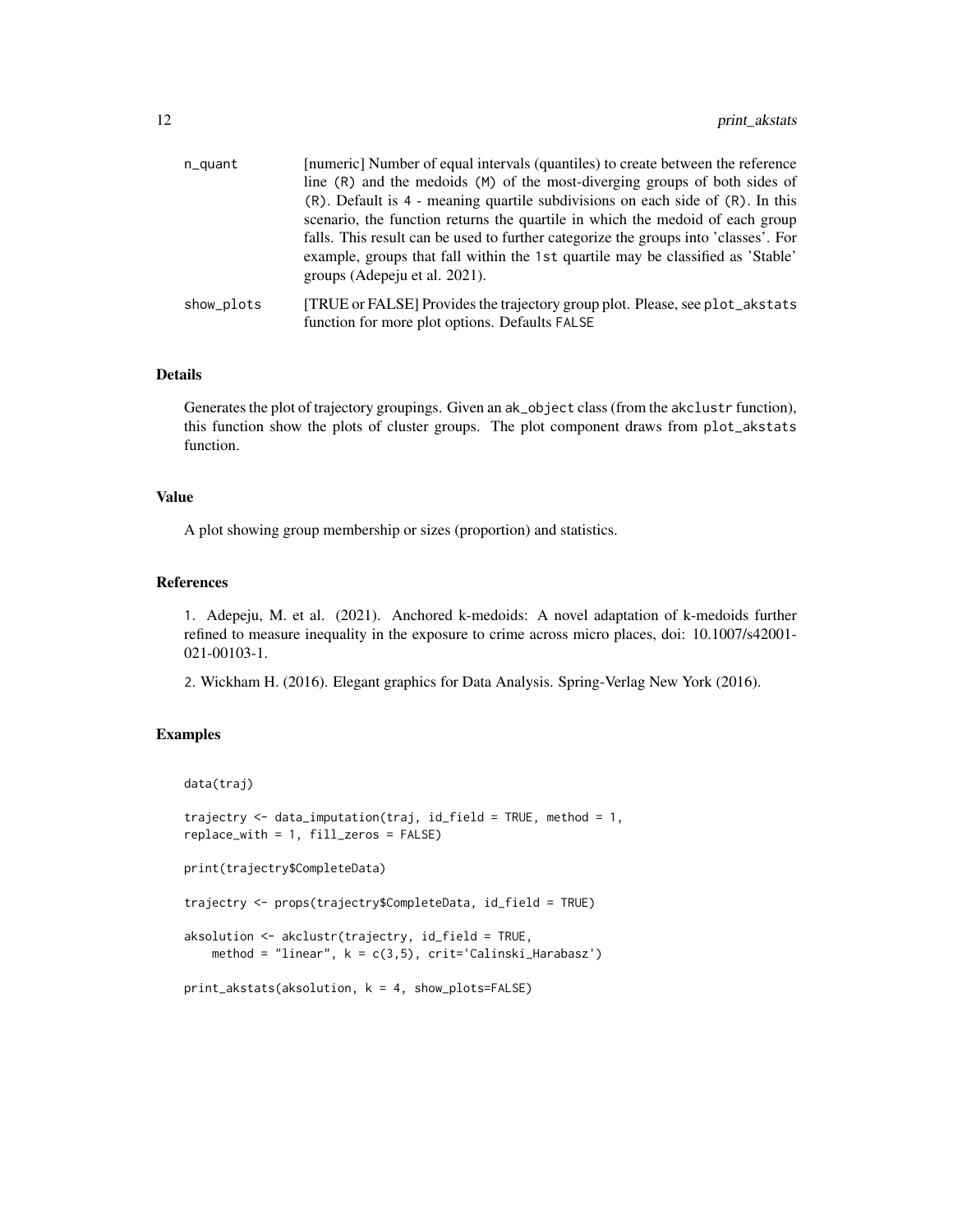| | |
|---|---|
| n_quant | [numeric] Number of equal intervals (quantiles) to create between the reference line (R) and the medoids (M) of the most-diverging groups of both sides of (R). Default is 4 - meaning quartile subdivisions on each side of (R). In this scenario, the function returns the quartile in which the medoid of each group falls. This result can be used to further categorize the groups into 'classes'. For example, groups that fall within the 1st quartile may be classified as 'Stable' groups (Adepeju et al. 2021). |
| show_plots | [TRUE or FALSE] Provides the trajectory group plot. Please, see plot_akstats function for more plot options. Defaults FALSE |

## Details

Generates the plot of trajectory groupings. Given an ak_object class (from the akclustr function), this function show the plots of cluster groups. The plot component draws from plot_akstats function.

## Value

A plot showing group membership or sizes (proportion) and statistics.

## References

1. Adepeju, M. et al. (2021). Anchored k-medoids: A novel adaptation of k-medoids further refined to measure inequality in the exposure to crime across micro places, doi: 10.1007/s42001-021-00103-1.

2. Wickham H. (2016). Elegant graphics for Data Analysis. Spring-Verlag New York (2016).

## Examples

```
data(traj)

trajectry <- data_imputation(traj, id_field = TRUE, method = 1,
replace_with = 1, fill_zeros = FALSE)

print(trajectry$CompleteData)

trajectry <- props(trajectry$CompleteData, id_field = TRUE)

aksolution <- akclustr(trajectry, id_field = TRUE,
    method = "linear", k = c(3,5), crit='Calinski_Harabasz')

print_akstats(aksolution, k = 4, show_plots=FALSE)
```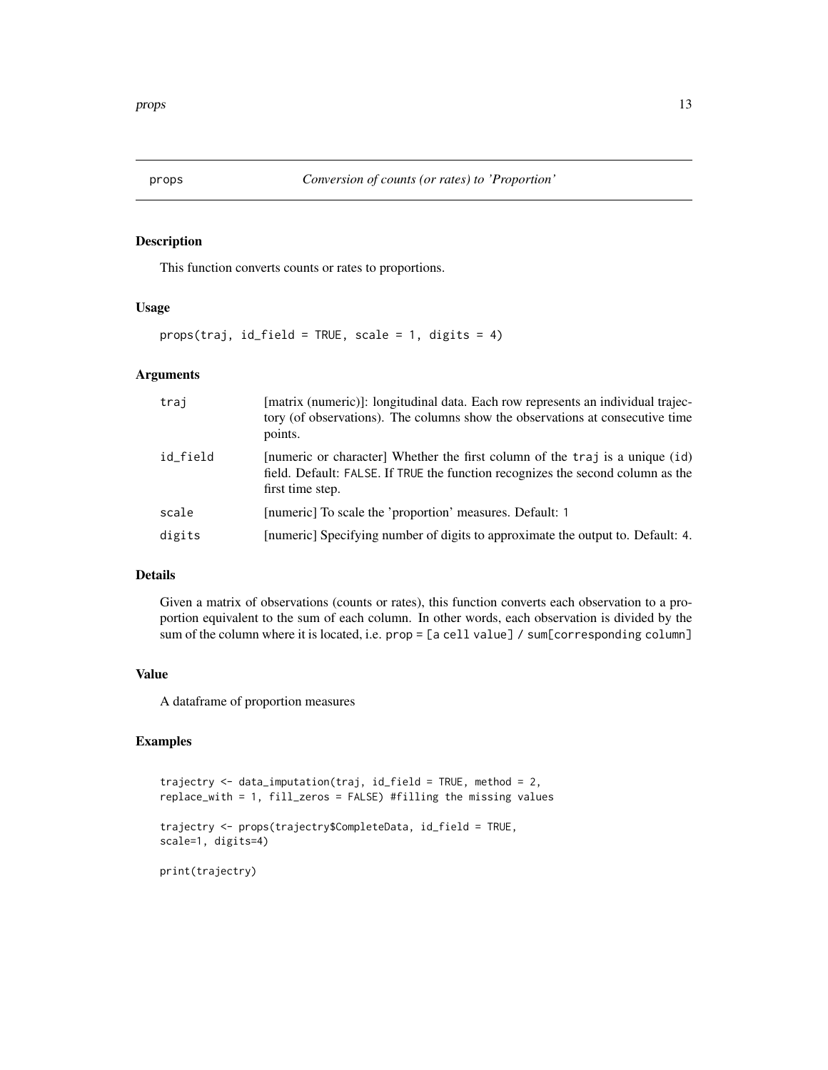## props — *Conversion of counts (or rates) to 'Proportion'*

### Description

This function converts counts or rates to proportions.

### Usage

```
props(traj, id_field = TRUE, scale = 1, digits = 4)
```

### Arguments

| | |
|---|---|
| `traj` | [matrix (numeric)]: longitudinal data. Each row represents an individual trajectory (of observations). The columns show the observations at consecutive time points. |
| `id_field` | [numeric or character] Whether the first column of the `traj` is a unique (`id`) field. Default: `FALSE`. If `TRUE` the function recognizes the second column as the first time step. |
| `scale` | [numeric] To scale the 'proportion' measures. Default: `1` |
| `digits` | [numeric] Specifying number of digits to approximate the output to. Default: `4`. |

### Details

Given a matrix of observations (counts or rates), this function converts each observation to a proportion equivalent to the sum of each column. In other words, each observation is divided by the sum of the column where it is located, i.e. `prop = [a cell value] / sum[corresponding column]`

### Value

A dataframe of proportion measures

### Examples

```
trajectry <- data_imputation(traj, id_field = TRUE, method = 2,
replace_with = 1, fill_zeros = FALSE) #filling the missing values

trajectry <- props(trajectry$CompleteData, id_field = TRUE,
scale=1, digits=4)

print(trajectry)
```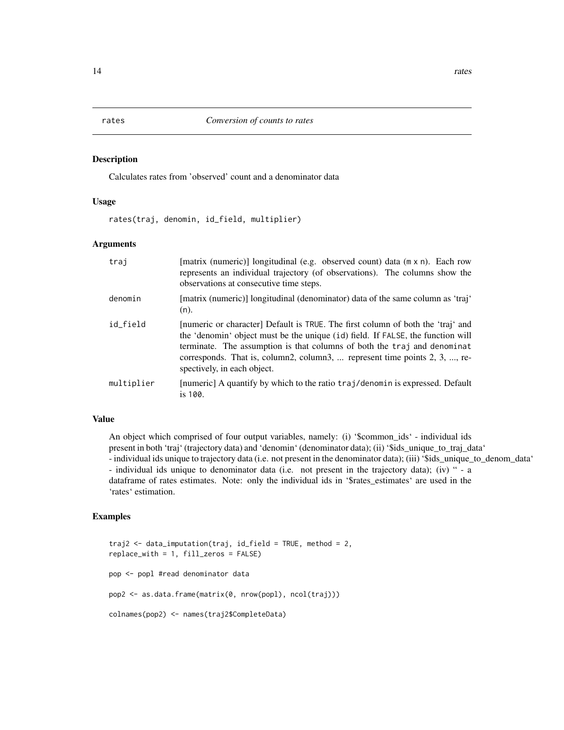## rates — *Conversion of counts to rates*

### Description

Calculates rates from 'observed' count and a denominator data

### Usage

```
rates(traj, denomin, id_field, multiplier)
```

### Arguments

| | |
|---|---|
| `traj` | [matrix (numeric)] longitudinal (e.g. observed count) data (m x n). Each row represents an individual trajectory (of observations). The columns show the observations at consecutive time steps. |
| `denomin` | [matrix (numeric)] longitudinal (denominator) data of the same column as 'traj' (n). |
| `id_field` | [numeric or character] Default is TRUE. The first column of both the 'traj' and the 'denomin' object must be the unique (id) field. If FALSE, the function will terminate. The assumption is that columns of both the traj and denominat corresponds. That is, column2, column3, ... represent time points 2, 3, ..., respectively, in each object. |
| `multiplier` | [numeric] A quantify by which to the ratio traj/denomin is expressed. Default is 100. |

### Value

An object which comprised of four output variables, namely: (i) '$common_ids' - individual ids present in both 'traj' (trajectory data) and 'denomin' (denominator data); (ii) '$ids_unique_to_traj_data' - individual ids unique to trajectory data (i.e. not present in the denominator data); (iii) '$ids_unique_to_denom_data' - individual ids unique to denominator data (i.e. not present in the trajectory data); (iv) '' - a dataframe of rates estimates. Note: only the individual ids in '$rates_estimates' are used in the 'rates' estimation.

### Examples

```
traj2 <- data_imputation(traj, id_field = TRUE, method = 2,
replace_with = 1, fill_zeros = FALSE)

pop <- popl #read denominator data

pop2 <- as.data.frame(matrix(0, nrow(popl), ncol(traj)))

colnames(pop2) <- names(traj2$CompleteData)
```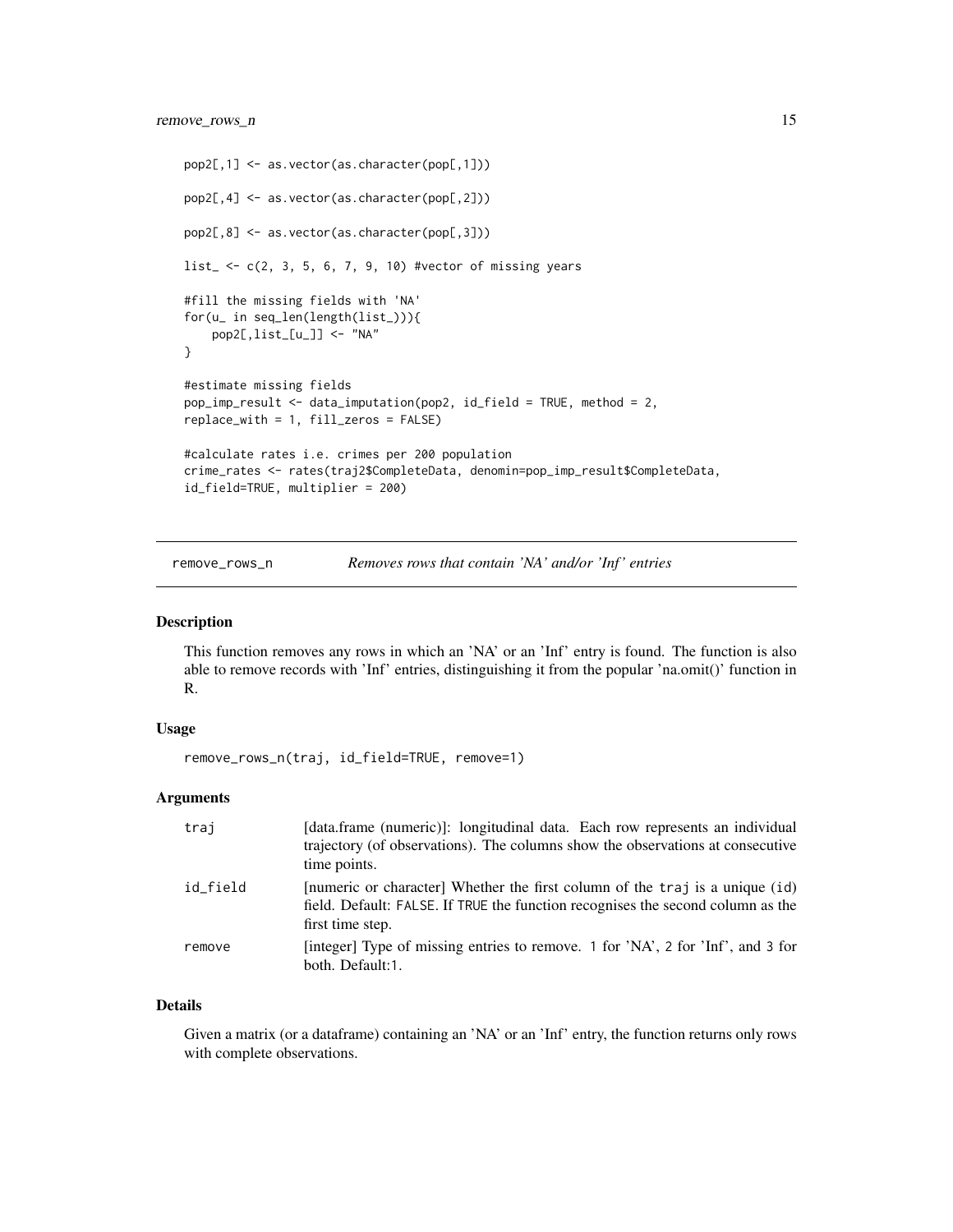```
pop2[,1] <- as.vector(as.character(pop[,1]))

pop2[,4] <- as.vector(as.character(pop[,2]))

pop2[,8] <- as.vector(as.character(pop[,3]))

list_ <- c(2, 3, 5, 6, 7, 9, 10) #vector of missing years

#fill the missing fields with 'NA'
for(u_ in seq_len(length(list_))){
    pop2[,list_[u_]] <- "NA"
}

#estimate missing fields
pop_imp_result <- data_imputation(pop2, id_field = TRUE, method = 2,
replace_with = 1, fill_zeros = FALSE)

#calculate rates i.e. crimes per 200 population
crime_rates <- rates(traj2$CompleteData, denomin=pop_imp_result$CompleteData,
id_field=TRUE, multiplier = 200)
```

## remove_rows_n — *Removes rows that contain 'NA' and/or 'Inf' entries*

### Description

This function removes any rows in which an 'NA' or an 'Inf' entry is found. The function is also able to remove records with 'Inf' entries, distinguishing it from the popular 'na.omit()' function in R.

### Usage

```
remove_rows_n(traj, id_field=TRUE, remove=1)
```

### Arguments

| | |
|---|---|
| traj | [data.frame (numeric)]: longitudinal data. Each row represents an individual trajectory (of observations). The columns show the observations at consecutive time points. |
| id_field | [numeric or character] Whether the first column of the traj is a unique (id) field. Default: FALSE. If TRUE the function recognises the second column as the first time step. |
| remove | [integer] Type of missing entries to remove. 1 for 'NA', 2 for 'Inf', and 3 for both. Default:1. |

### Details

Given a matrix (or a dataframe) containing an 'NA' or an 'Inf' entry, the function returns only rows with complete observations.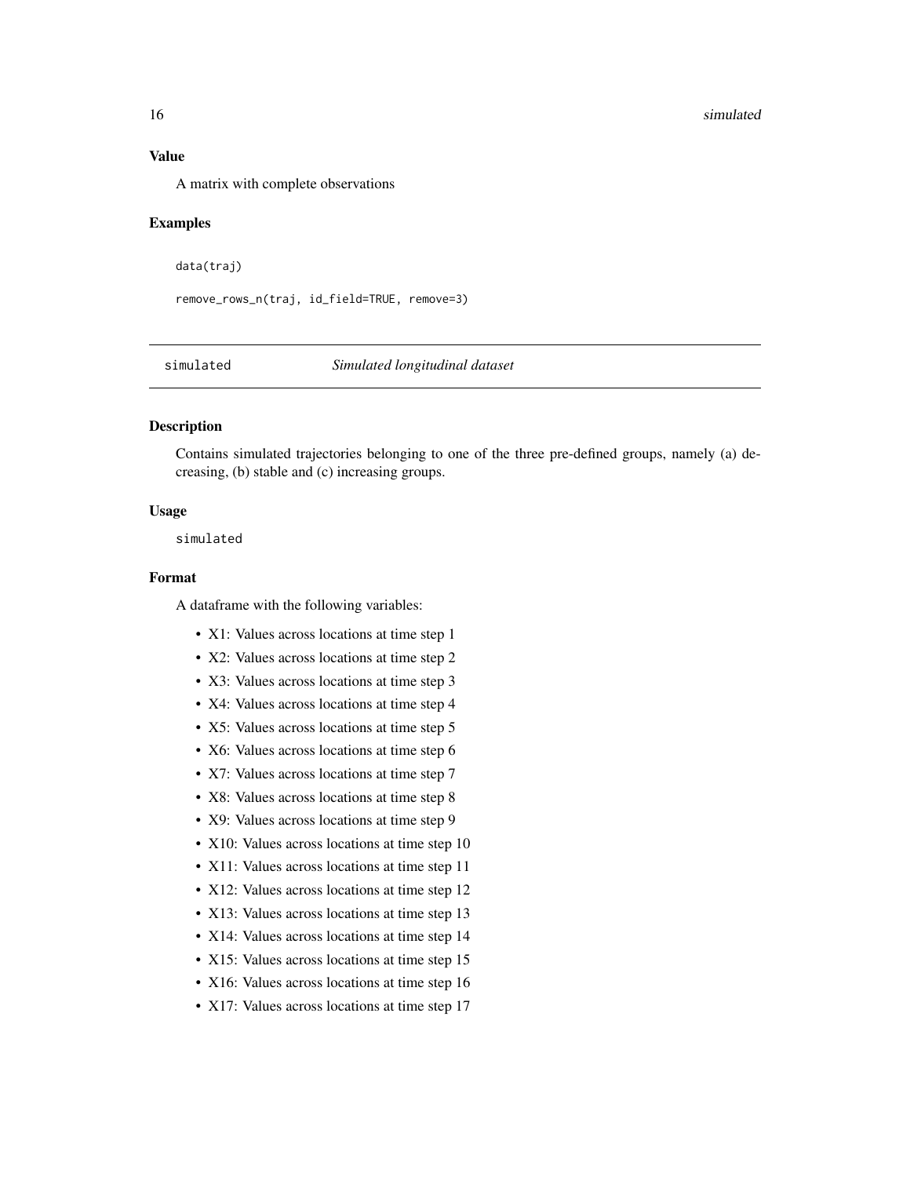### Value

A matrix with complete observations

### Examples

```
data(traj)

remove_rows_n(traj, id_field=TRUE, remove=3)
```

---

## simulated — *Simulated longitudinal dataset*

### Description

Contains simulated trajectories belonging to one of the three pre-defined groups, namely (a) decreasing, (b) stable and (c) increasing groups.

### Usage

```
simulated
```

### Format

A dataframe with the following variables:

- X1: Values across locations at time step 1
- X2: Values across locations at time step 2
- X3: Values across locations at time step 3
- X4: Values across locations at time step 4
- X5: Values across locations at time step 5
- X6: Values across locations at time step 6
- X7: Values across locations at time step 7
- X8: Values across locations at time step 8
- X9: Values across locations at time step 9
- X10: Values across locations at time step 10
- X11: Values across locations at time step 11
- X12: Values across locations at time step 12
- X13: Values across locations at time step 13
- X14: Values across locations at time step 14
- X15: Values across locations at time step 15
- X16: Values across locations at time step 16
- X17: Values across locations at time step 17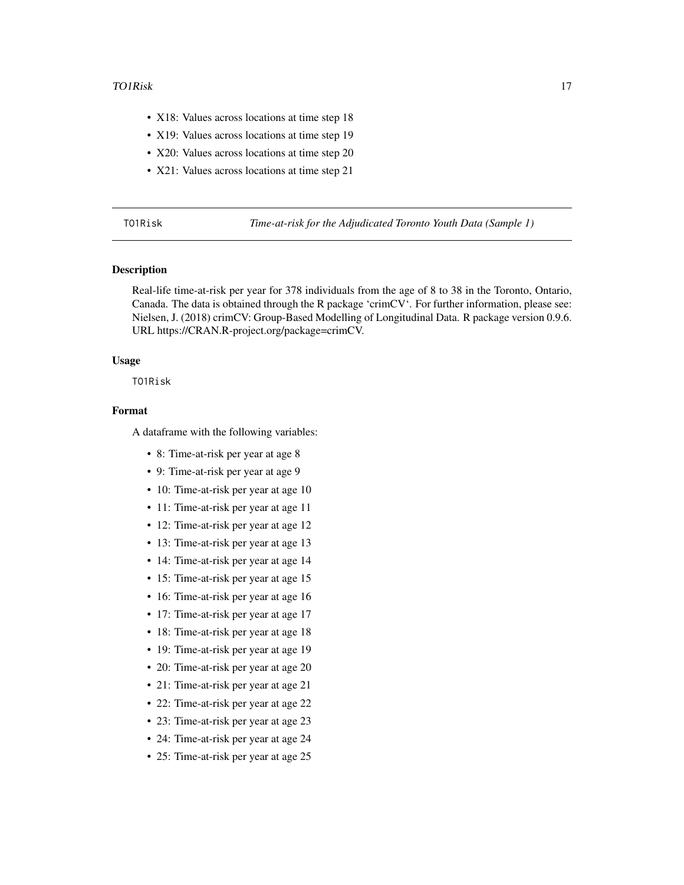- X18: Values across locations at time step 18
- X19: Values across locations at time step 19
- X20: Values across locations at time step 20
- X21: Values across locations at time step 21

---

## TO1Risk *Time-at-risk for the Adjudicated Toronto Youth Data (Sample 1)*

---

### Description

Real-life time-at-risk per year for 378 individuals from the age of 8 to 38 in the Toronto, Ontario, Canada. The data is obtained through the R package 'crimCV'. For further information, please see: Nielsen, J. (2018) crimCV: Group-Based Modelling of Longitudinal Data. R package version 0.9.6. URL https://CRAN.R-project.org/package=crimCV.

### Usage

```
TO1Risk
```

### Format

A dataframe with the following variables:

- 8: Time-at-risk per year at age 8
- 9: Time-at-risk per year at age 9
- 10: Time-at-risk per year at age 10
- 11: Time-at-risk per year at age 11
- 12: Time-at-risk per year at age 12
- 13: Time-at-risk per year at age 13
- 14: Time-at-risk per year at age 14
- 15: Time-at-risk per year at age 15
- 16: Time-at-risk per year at age 16
- 17: Time-at-risk per year at age 17
- 18: Time-at-risk per year at age 18
- 19: Time-at-risk per year at age 19
- 20: Time-at-risk per year at age 20
- 21: Time-at-risk per year at age 21
- 22: Time-at-risk per year at age 22
- 23: Time-at-risk per year at age 23
- 24: Time-at-risk per year at age 24
- 25: Time-at-risk per year at age 25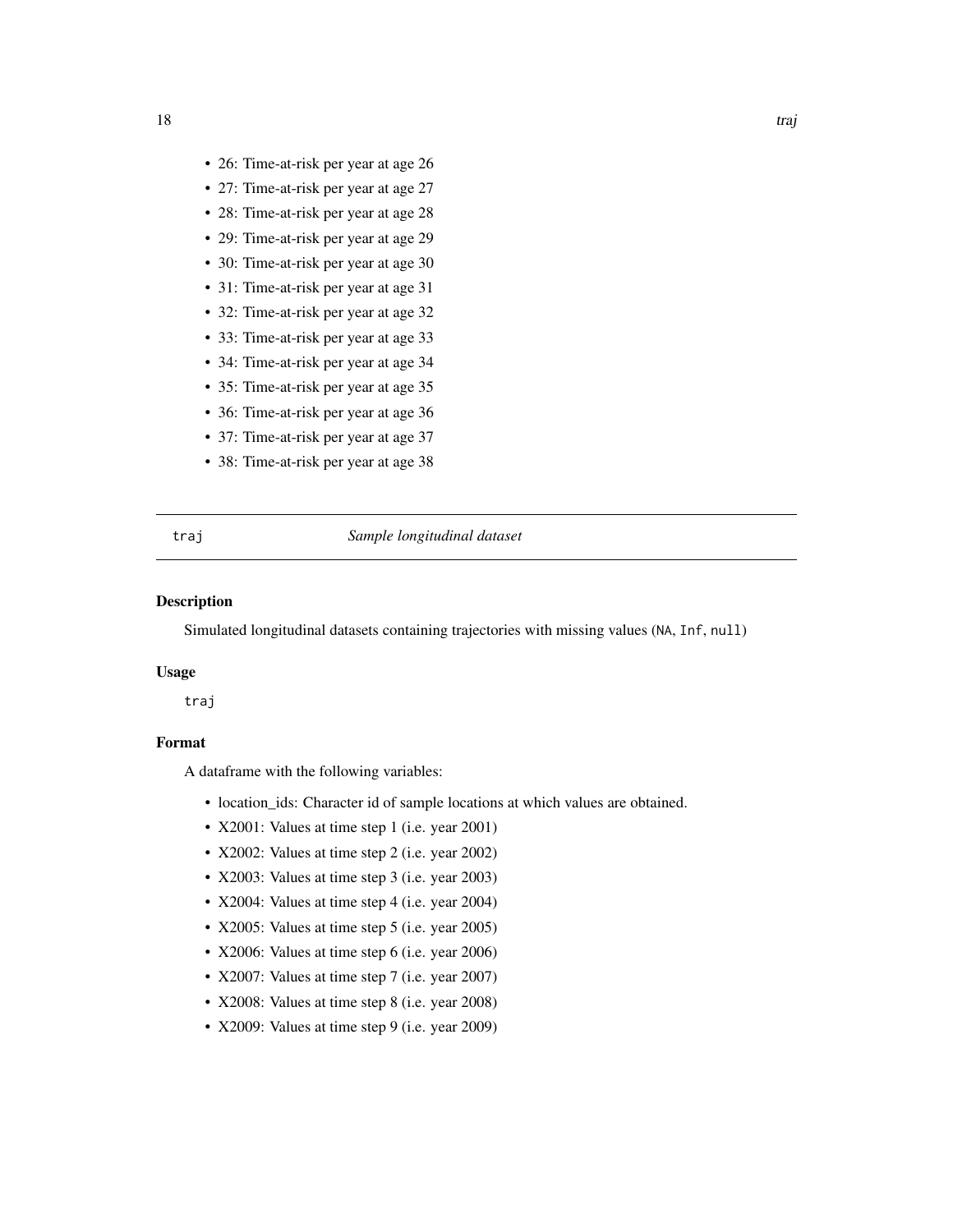- 26: Time-at-risk per year at age 26
- 27: Time-at-risk per year at age 27
- 28: Time-at-risk per year at age 28
- 29: Time-at-risk per year at age 29
- 30: Time-at-risk per year at age 30
- 31: Time-at-risk per year at age 31
- 32: Time-at-risk per year at age 32
- 33: Time-at-risk per year at age 33
- 34: Time-at-risk per year at age 34
- 35: Time-at-risk per year at age 35
- 36: Time-at-risk per year at age 36
- 37: Time-at-risk per year at age 37
- 38: Time-at-risk per year at age 38

---

## traj — *Sample longitudinal dataset*

### Description

Simulated longitudinal datasets containing trajectories with missing values (`NA`, `Inf`, `null`)

### Usage

```
traj
```

### Format

A dataframe with the following variables:

- location_ids: Character id of sample locations at which values are obtained.
- X2001: Values at time step 1 (i.e. year 2001)
- X2002: Values at time step 2 (i.e. year 2002)
- X2003: Values at time step 3 (i.e. year 2003)
- X2004: Values at time step 4 (i.e. year 2004)
- X2005: Values at time step 5 (i.e. year 2005)
- X2006: Values at time step 6 (i.e. year 2006)
- X2007: Values at time step 7 (i.e. year 2007)
- X2008: Values at time step 8 (i.e. year 2008)
- X2009: Values at time step 9 (i.e. year 2009)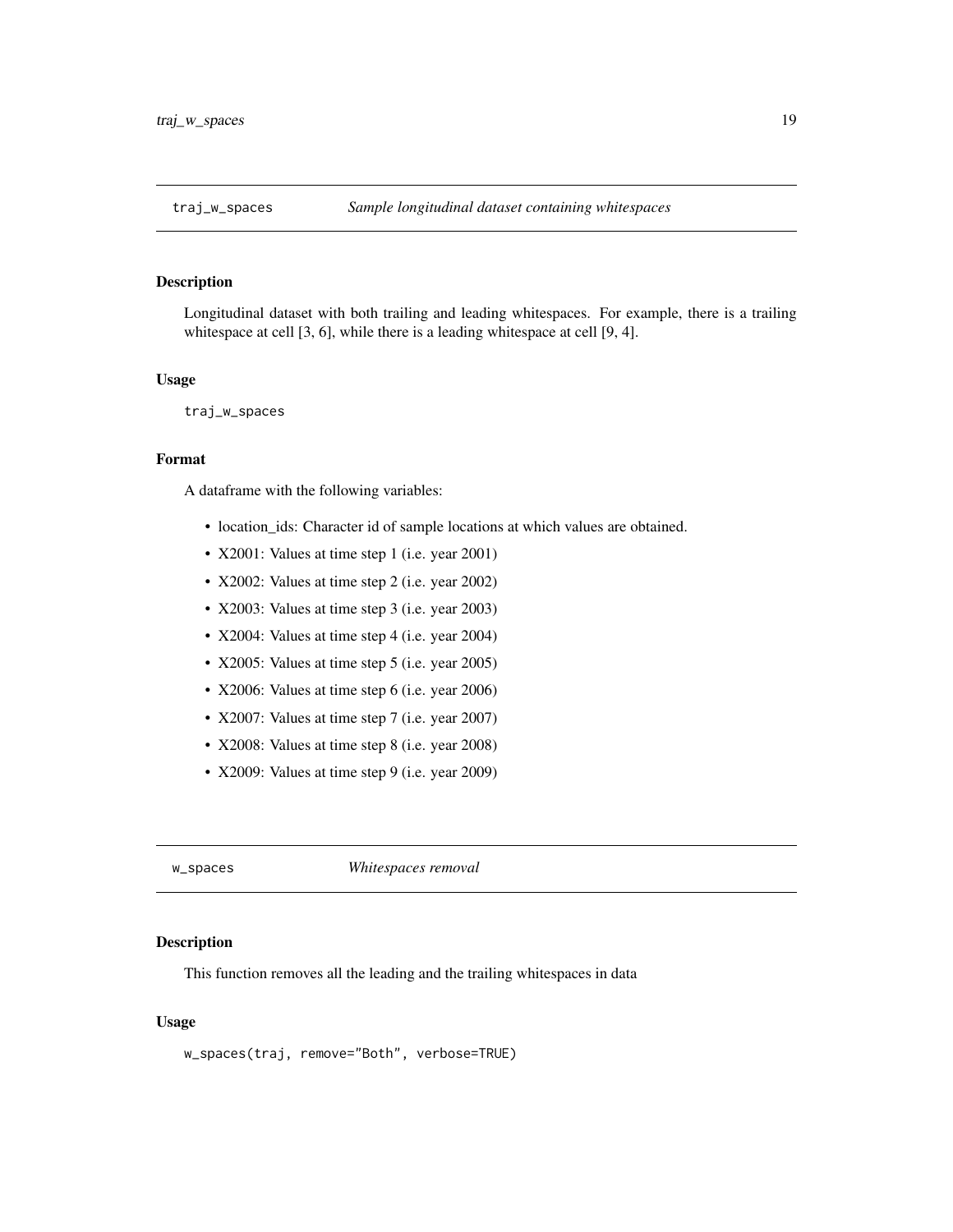## traj_w_spaces *Sample longitudinal dataset containing whitespaces*

### Description

Longitudinal dataset with both trailing and leading whitespaces. For example, there is a trailing whitespace at cell [3, 6], while there is a leading whitespace at cell [9, 4].

### Usage

```
traj_w_spaces
```

### Format

A dataframe with the following variables:

- location_ids: Character id of sample locations at which values are obtained.
- X2001: Values at time step 1 (i.e. year 2001)
- X2002: Values at time step 2 (i.e. year 2002)
- X2003: Values at time step 3 (i.e. year 2003)
- X2004: Values at time step 4 (i.e. year 2004)
- X2005: Values at time step 5 (i.e. year 2005)
- X2006: Values at time step 6 (i.e. year 2006)
- X2007: Values at time step 7 (i.e. year 2007)
- X2008: Values at time step 8 (i.e. year 2008)
- X2009: Values at time step 9 (i.e. year 2009)

## w_spaces *Whitespaces removal*

### Description

This function removes all the leading and the trailing whitespaces in data

### Usage

```
w_spaces(traj, remove="Both", verbose=TRUE)
```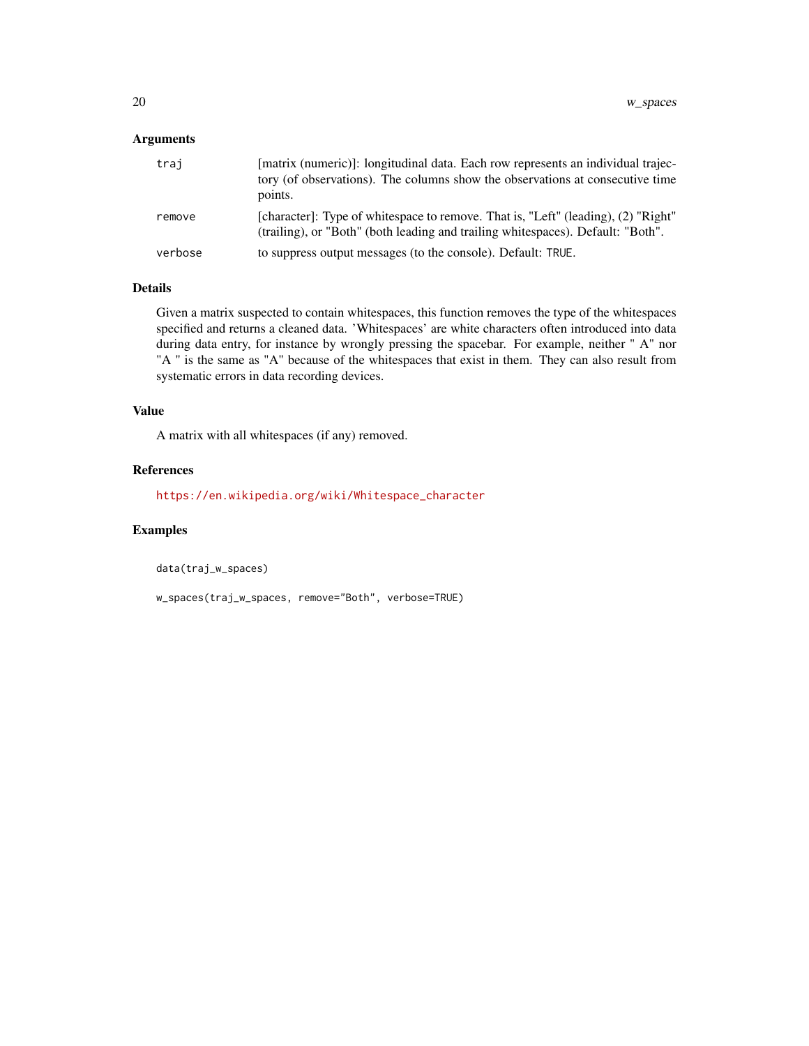## Arguments

| | |
|---|---|
| traj | [matrix (numeric)]: longitudinal data. Each row represents an individual trajectory (of observations). The columns show the observations at consecutive time points. |
| remove | [character]: Type of whitespace to remove. That is, "Left" (leading), (2) "Right" (trailing), or "Both" (both leading and trailing whitespaces). Default: "Both". |
| verbose | to suppress output messages (to the console). Default: `TRUE`. |

## Details

Given a matrix suspected to contain whitespaces, this function removes the type of the whitespaces specified and returns a cleaned data. 'Whitespaces' are white characters often introduced into data during data entry, for instance by wrongly pressing the spacebar. For example, neither " A" nor "A " is the same as "A" because of the whitespaces that exist in them. They can also result from systematic errors in data recording devices.

## Value

A matrix with all whitespaces (if any) removed.

## References

https://en.wikipedia.org/wiki/Whitespace_character

## Examples

```
data(traj_w_spaces)

w_spaces(traj_w_spaces, remove="Both", verbose=TRUE)
```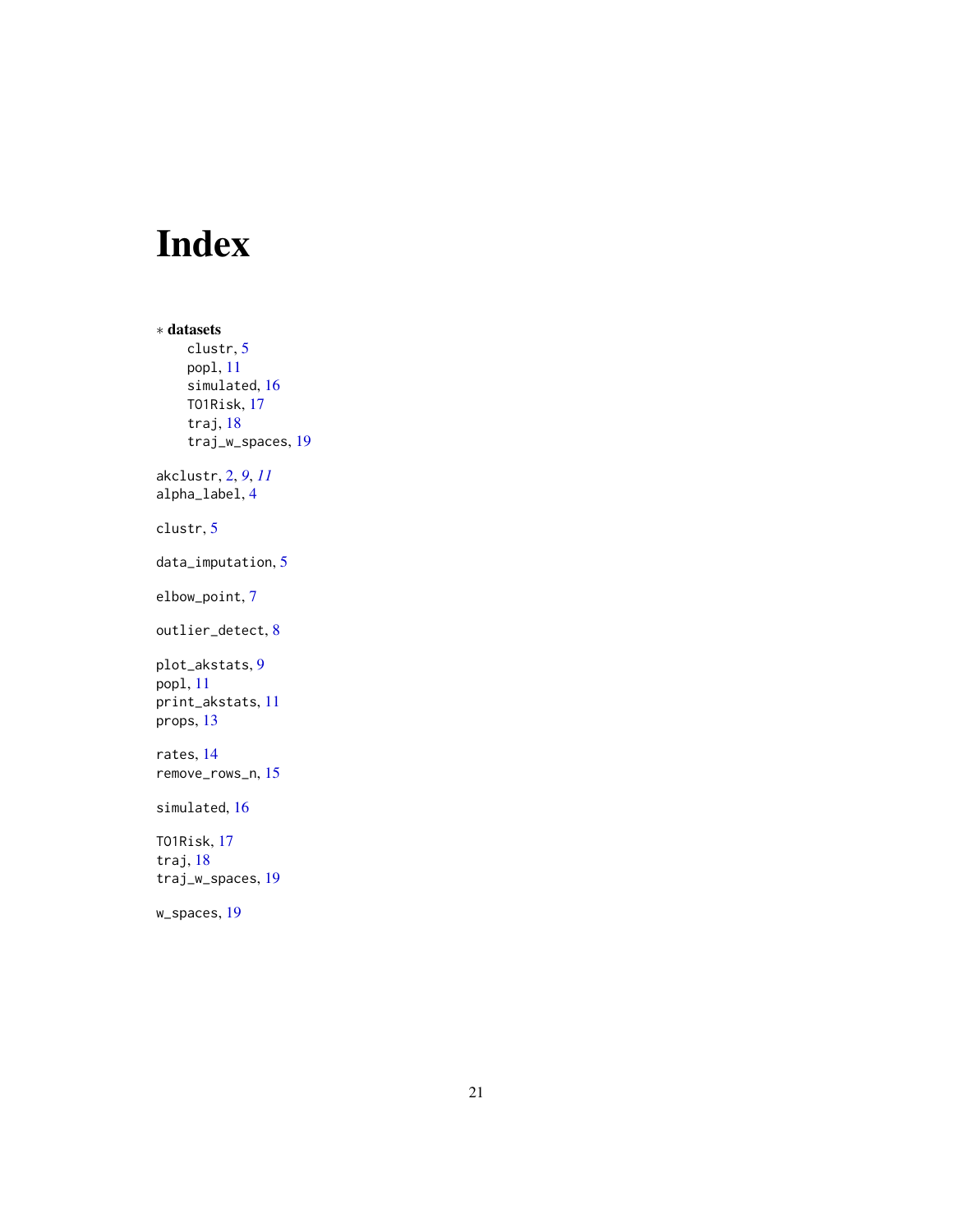# Index

∗ **datasets**
  clustr, 5
  popl, 11
  simulated, 16
  TO1Risk, 17
  traj, 18
  traj_w_spaces, 19

akclustr, 2, *9*, *11*
alpha_label, 4

clustr, 5

data_imputation, 5

elbow_point, 7

outlier_detect, 8

plot_akstats, 9
popl, 11
print_akstats, 11
props, 13

rates, 14
remove_rows_n, 15

simulated, 16

TO1Risk, 17
traj, 18
traj_w_spaces, 19

w_spaces, 19